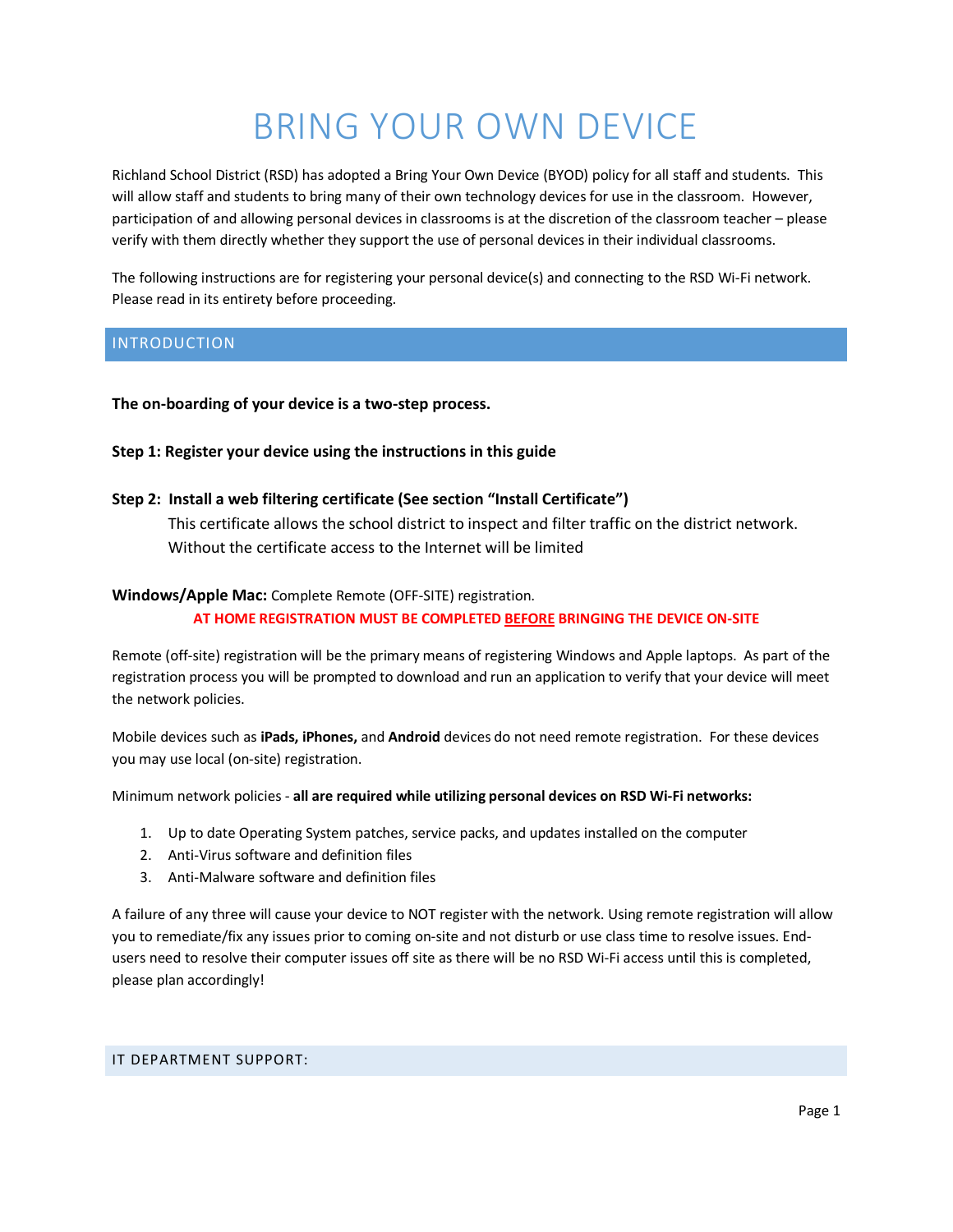# BRING YOUR OWN DEVICE

Richland School District (RSD) has adopted a Bring Your Own Device (BYOD) policy for all staff and students. This will allow staff and students to bring many of their own technology devices for use in the classroom. However, participation of and allowing personal devices in classrooms is at the discretion of the classroom teacher – please verify with them directly whether they support the use of personal devices in their individual classrooms.

The following instructions are for registering your personal device(s) and connecting to the RSD Wi-Fi network. Please read in its entirety before proceeding.

## INTRODUCTION

**The on-boarding of your device is a two-step process.**

**Step 1: Register your device using the instructions in this guide**

**Step 2: Install a web filtering certificate (See section "Install Certificate")**
This certificate allows the school district to inspect and filter traffic on the district network. Without the certificate access to the Internet will be limited

**Windows/Apple Mac:** Complete Remote (OFF-SITE) registration.

**AT HOME REGISTRATION MUST BE COMPLETED BEFORE BRINGING THE DEVICE ON-SITE**

Remote (off-site) registration will be the primary means of registering Windows and Apple laptops. As part of the registration process you will be prompted to download and run an application to verify that your device will meet the network policies.

Mobile devices such as **iPads, iPhones,** and **Android** devices do not need remote registration. For these devices you may use local (on-site) registration.

Minimum network policies - **all are required while utilizing personal devices on RSD Wi-Fi networks:**

1. Up to date Operating System patches, service packs, and updates installed on the computer
2. Anti-Virus software and definition files
3. Anti-Malware software and definition files

A failure of any three will cause your device to NOT register with the network. Using remote registration will allow you to remediate/fix any issues prior to coming on-site and not disturb or use class time to resolve issues. End-users need to resolve their computer issues off site as there will be no RSD Wi-Fi access until this is completed, please plan accordingly!

### IT DEPARTMENT SUPPORT: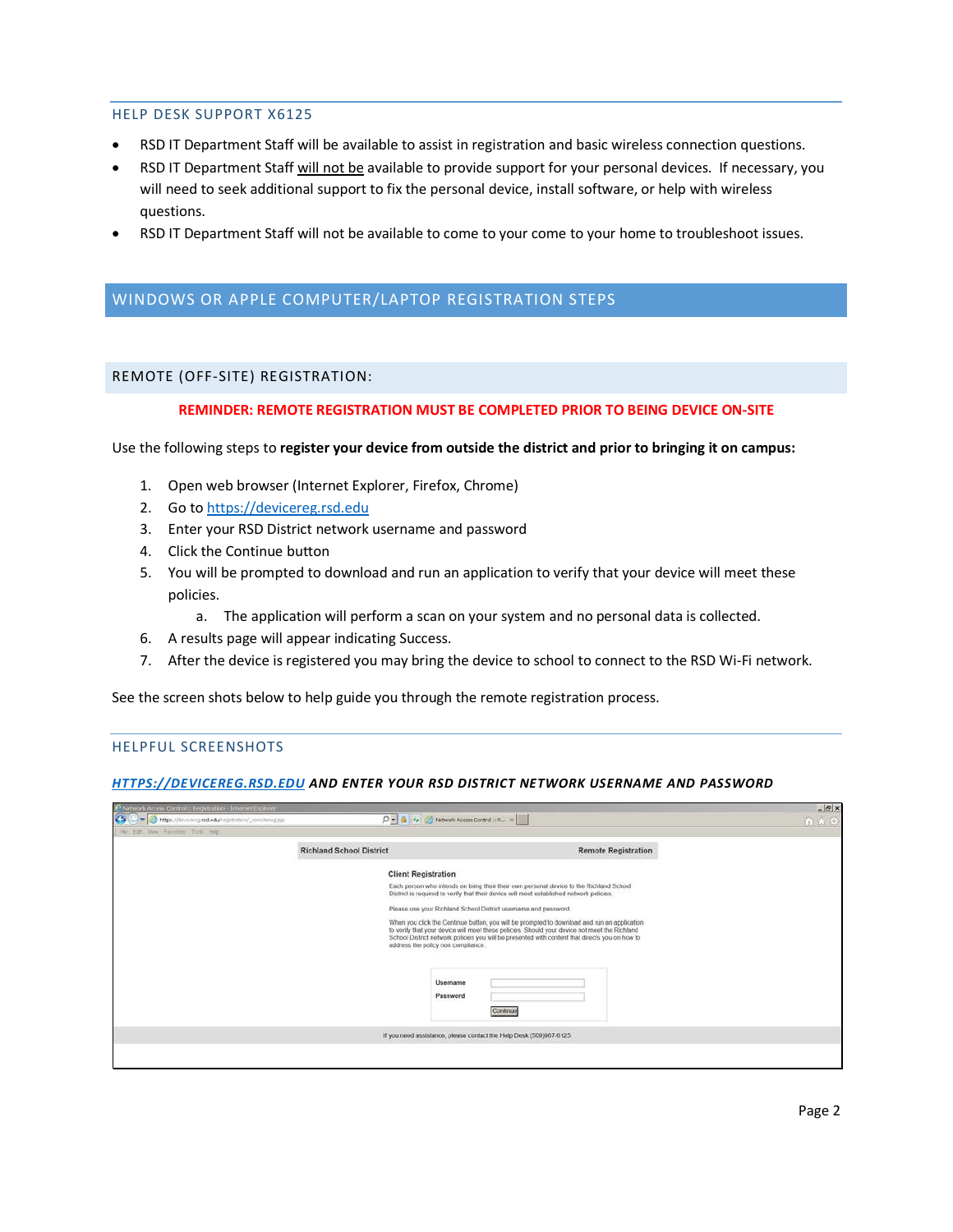## HELP DESK SUPPORT X6125

- RSD IT Department Staff will be available to assist in registration and basic wireless connection questions.
- RSD IT Department Staff will not be available to provide support for your personal devices. If necessary, you will need to seek additional support to fix the personal device, install software, or help with wireless questions.
- RSD IT Department Staff will not be available to come to your come to your home to troubleshoot issues.

## WINDOWS OR APPLE COMPUTER/LAPTOP REGISTRATION STEPS

### REMOTE (OFF-SITE) REGISTRATION:

**REMINDER: REMOTE REGISTRATION MUST BE COMPLETED PRIOR TO BEING DEVICE ON-SITE**

Use the following steps to **register your device from outside the district and prior to bringing it on campus:**

1. Open web browser (Internet Explorer, Firefox, Chrome)
2. Go to https://devicereg.rsd.edu
3. Enter your RSD District network username and password
4. Click the Continue button
5. You will be prompted to download and run an application to verify that your device will meet these policies.
   a. The application will perform a scan on your system and no personal data is collected.
6. A results page will appear indicating Success.
7. After the device is registered you may bring the device to school to connect to the RSD Wi-Fi network.

See the screen shots below to help guide you through the remote registration process.

### HELPFUL SCREENSHOTS

***HTTPS://DEVICEREG.RSD.EDU AND ENTER YOUR RSD DISTRICT NETWORK USERNAME AND PASSWORD***

Richland School District

Remote Registration

Client Registration

Each person who intends on bring their their own personal device to the Richland School District is required to verify that their device will meet established network policies.

Please use your Richland School District username and password.

When you click the Continue button, you will be prompted to download and run an application to verify that your device will meet these policies. Should your device not meet the Richland School District network policies you will be presented with content that directs you on how to address the policy non compliance.

Username

Password

Continue

If you need assistance, please contact the Help Desk (509)967-6125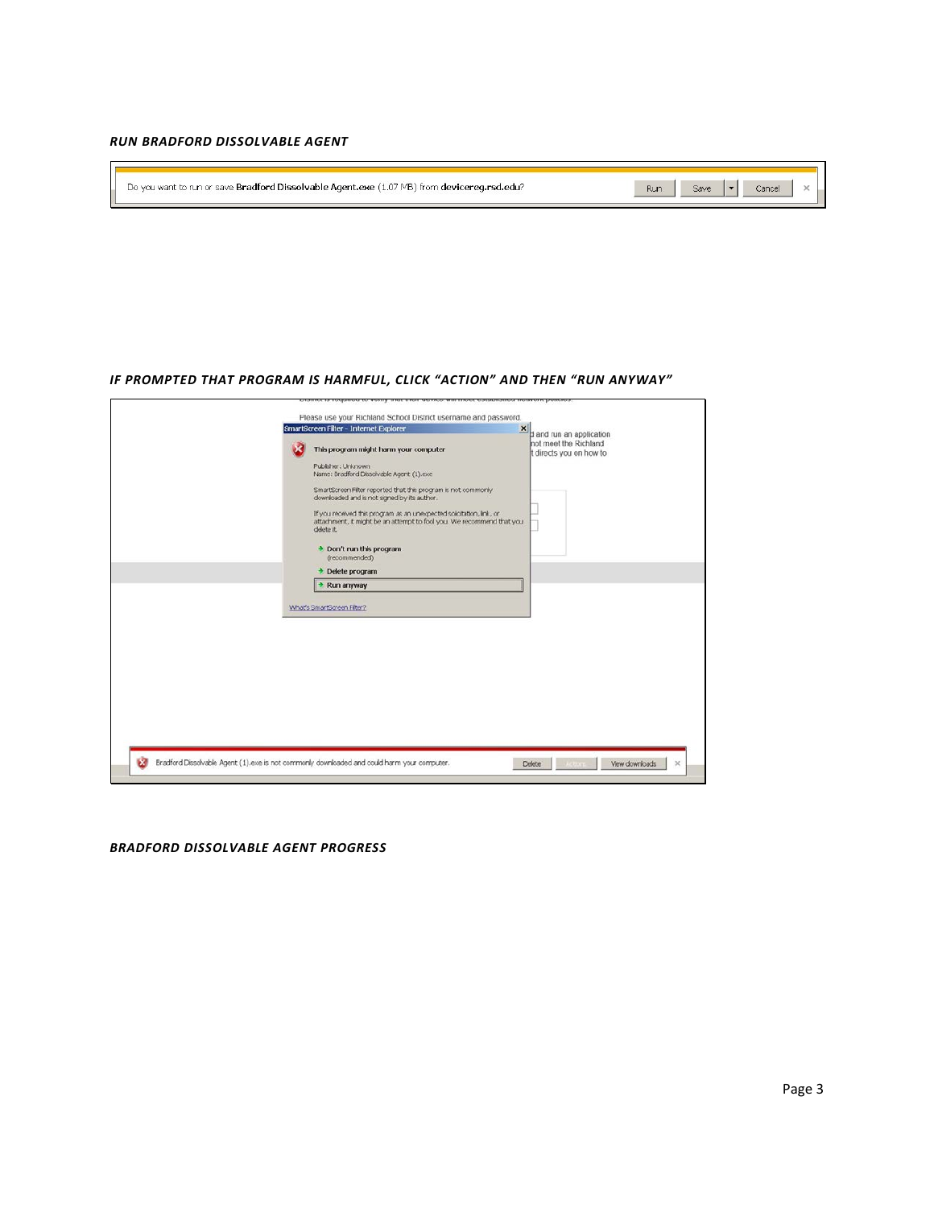***RUN BRADFORD DISSOLVABLE AGENT***

Do you want to run or save **Bradford Dissolvable Agent.exe** (1.07 MB) from **devicereg.rsd.edu**?

Run | Save | Cancel

***IF PROMPTED THAT PROGRAM IS HARMFUL, CLICK "ACTION" AND THEN "RUN ANYWAY"***

Please use your Richland School District username and password.

SmartScreen Filter - Internet Explorer

**This program might harm your computer**

Publisher: Unknown
Name: Bradford Dissolvable Agent (1).exe

SmartScreen Filter reported that this program is not commonly downloaded and is not signed by its author.

If you received this program as an unexpected solicitation, link, or attachment, it might be an attempt to fool you. We recommend that you delete it.

- **Don't run this program** (recommended)
- **Delete program**
- **Run anyway**

What's SmartScreen Filter?

Bradford Dissolvable Agent (1).exe is not commonly downloaded and could harm your computer.

Delete | Actions | View downloads

***BRADFORD DISSOLVABLE AGENT PROGRESS***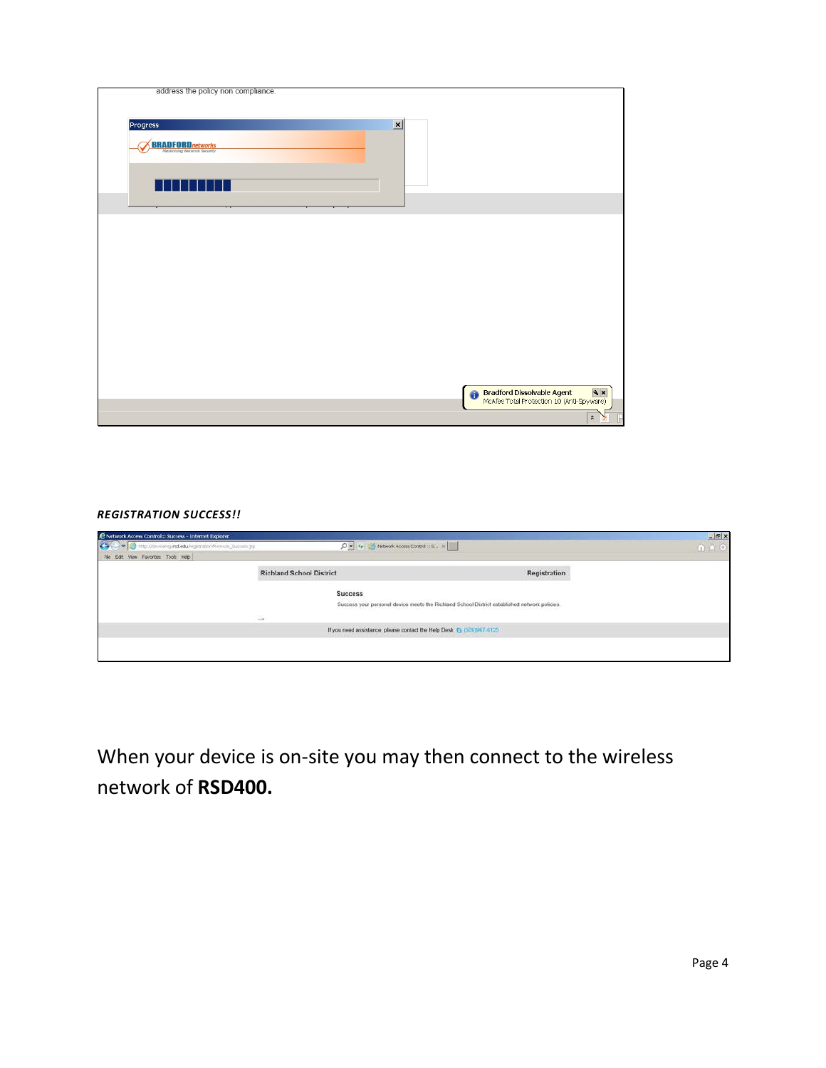address the policy non compliance.

Progress

BRADFORD networks

Bradford Dissolvable Agent
McAfee Total Protection 10 (Anti-Spyware)

***REGISTRATION SUCCESS!!***

Network Access Control:: Success - Internet Explorer

Richland School District | Registration

Success

Success your personal device meets the Richland School District established network policies.

If you need assistance, please contact the Help Desk (509)967-6125

When your device is on-site you may then connect to the wireless network of **RSD400.**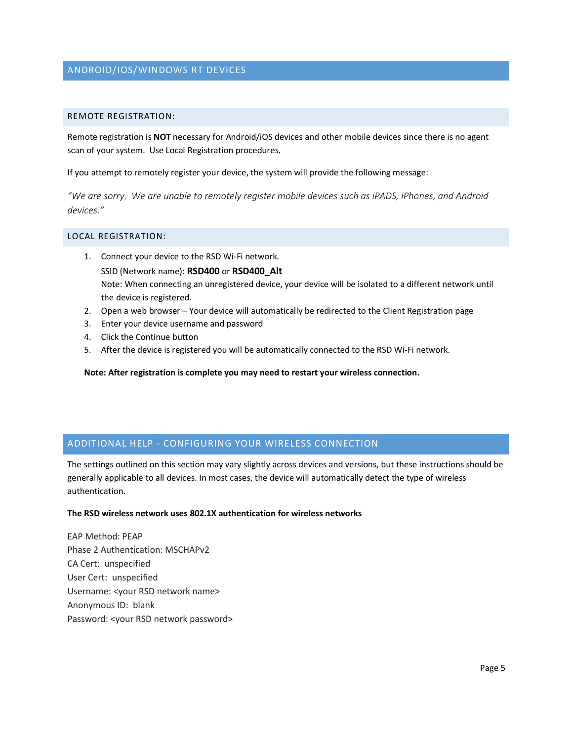## ANDROID/IOS/WINDOWS RT DEVICES

### REMOTE REGISTRATION:

Remote registration is **NOT** necessary for Android/iOS devices and other mobile devices since there is no agent scan of your system. Use Local Registration procedures.

If you attempt to remotely register your device, the system will provide the following message:

*"We are sorry. We are unable to remotely register mobile devices such as iPADS, iPhones, and Android devices."*

### LOCAL REGISTRATION:

1. Connect your device to the RSD Wi-Fi network.
   SSID (Network name): **RSD400** or **RSD400_Alt**
   Note: When connecting an unregistered device, your device will be isolated to a different network until the device is registered.
2. Open a web browser – Your device will automatically be redirected to the Client Registration page
3. Enter your device username and password
4. Click the Continue button
5. After the device is registered you will be automatically connected to the RSD Wi-Fi network.

**Note: After registration is complete you may need to restart your wireless connection.**

## ADDITIONAL HELP - CONFIGURING YOUR WIRELESS CONNECTION

The settings outlined on this section may vary slightly across devices and versions, but these instructions should be generally applicable to all devices. In most cases, the device will automatically detect the type of wireless authentication.

**The RSD wireless network uses 802.1X authentication for wireless networks**

EAP Method: PEAP
Phase 2 Authentication: MSCHAPv2
CA Cert: unspecified
User Cert: unspecified
Username: <your RSD network name>
Anonymous ID: blank
Password: <your RSD network password>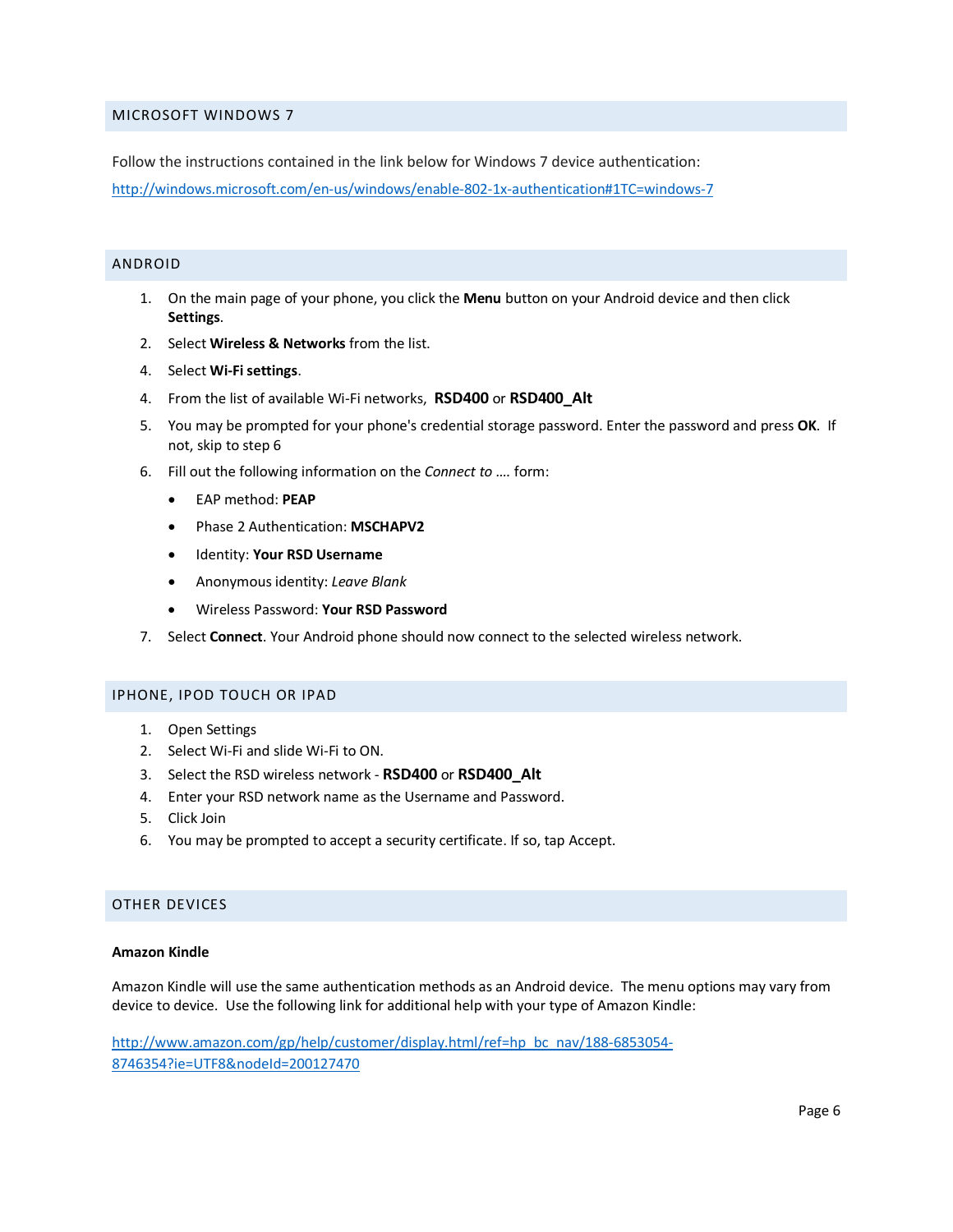## MICROSOFT WINDOWS 7

Follow the instructions contained in the link below for Windows 7 device authentication:

http://windows.microsoft.com/en-us/windows/enable-802-1x-authentication#1TC=windows-7

## ANDROID

1. On the main page of your phone, you click the **Menu** button on your Android device and then click **Settings**.
2. Select **Wireless & Networks** from the list.
4. Select **Wi-Fi settings**.
4. From the list of available Wi-Fi networks, **RSD400** or **RSD400_Alt**
5. You may be prompted for your phone's credential storage password. Enter the password and press **OK**. If not, skip to step 6
6. Fill out the following information on the *Connect to ….* form:
   - EAP method: **PEAP**
   - Phase 2 Authentication: **MSCHAPV2**
   - Identity: **Your RSD Username**
   - Anonymous identity: *Leave Blank*
   - Wireless Password: **Your RSD Password**
7. Select **Connect**. Your Android phone should now connect to the selected wireless network.

## IPHONE, IPOD TOUCH OR IPAD

1. Open Settings
2. Select Wi-Fi and slide Wi-Fi to ON.
3. Select the RSD wireless network - **RSD400** or **RSD400_Alt**
4. Enter your RSD network name as the Username and Password.
5. Click Join
6. You may be prompted to accept a security certificate. If so, tap Accept.

## OTHER DEVICES

### Amazon Kindle

Amazon Kindle will use the same authentication methods as an Android device. The menu options may vary from device to device. Use the following link for additional help with your type of Amazon Kindle:

http://www.amazon.com/gp/help/customer/display.html/ref=hp_bc_nav/188-6853054-8746354?ie=UTF8&nodeId=200127470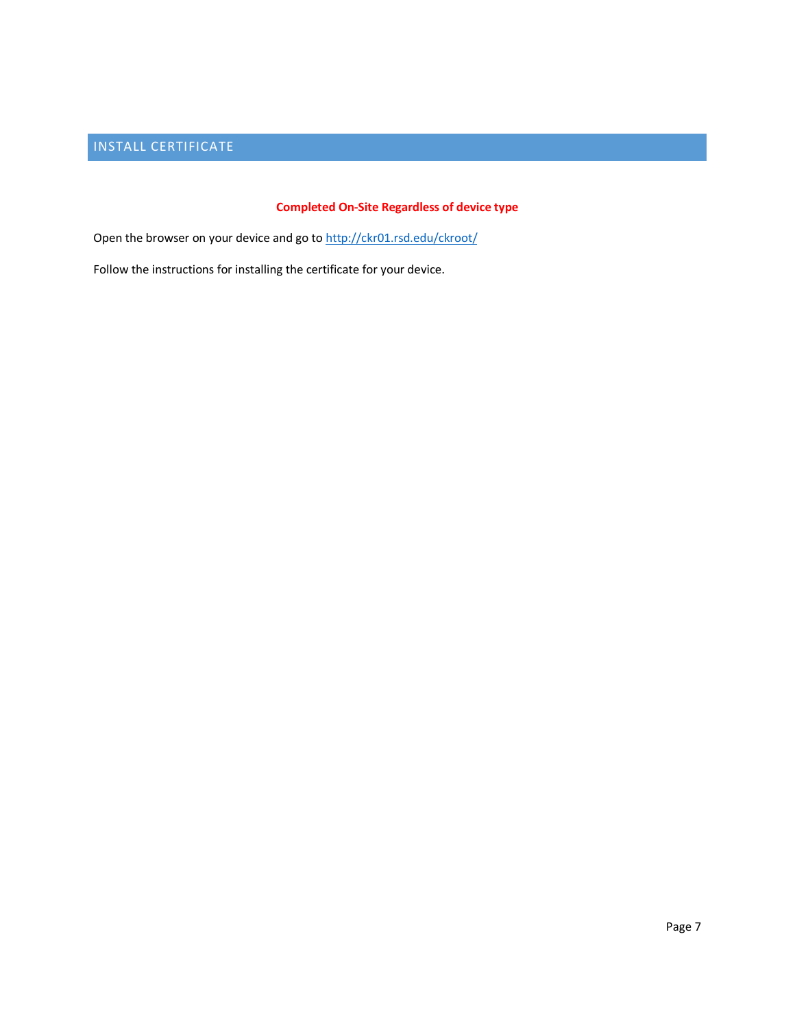## INSTALL CERTIFICATE

**Completed On-Site Regardless of device type**

Open the browser on your device and go to http://ckr01.rsd.edu/ckroot/

Follow the instructions for installing the certificate for your device.